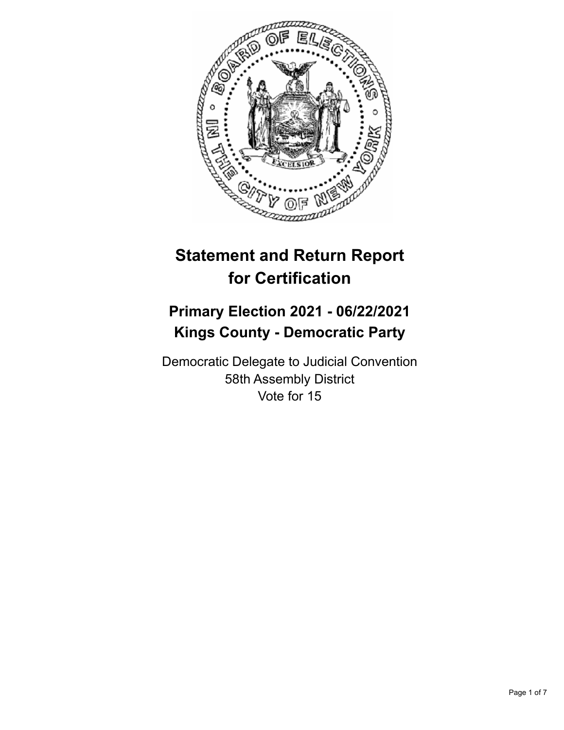# Statement and Return Report for Certification

## Primary Election 2021 - 06/22/2021
## Kings County - Democratic Party

Democratic Delegate to Judicial Convention
58th Assembly District
Vote for 15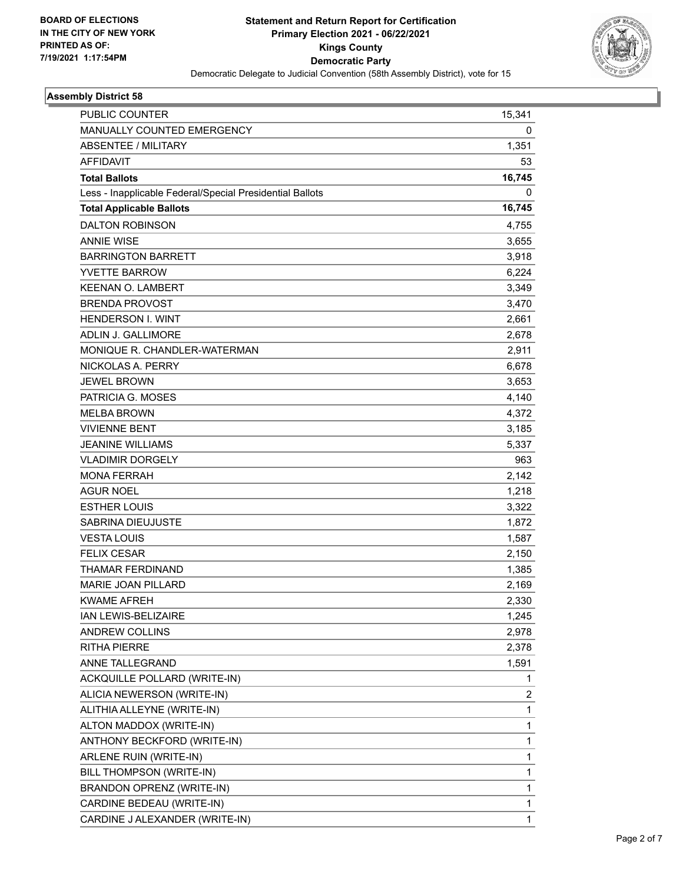BOARD OF ELECTIONS
IN THE CITY OF NEW YORK
PRINTED AS OF:
7/19/2021 1:17:54PM

# Statement and Return Report for Certification
## Primary Election 2021 - 06/22/2021
## Kings County
## Democratic Party

Democratic Delegate to Judicial Convention (58th Assembly District), vote for 15

### Assembly District 58

| | |
|---|---|
| PUBLIC COUNTER | 15,341 |
| MANUALLY COUNTED EMERGENCY | 0 |
| ABSENTEE / MILITARY | 1,351 |
| AFFIDAVIT | 53 |
| **Total Ballots** | **16,745** |
| Less - Inapplicable Federal/Special Presidential Ballots | 0 |
| **Total Applicable Ballots** | **16,745** |
| DALTON ROBINSON | 4,755 |
| ANNIE WISE | 3,655 |
| BARRINGTON BARRETT | 3,918 |
| YVETTE BARROW | 6,224 |
| KEENAN O. LAMBERT | 3,349 |
| BRENDA PROVOST | 3,470 |
| HENDERSON I. WINT | 2,661 |
| ADLIN J. GALLIMORE | 2,678 |
| MONIQUE R. CHANDLER-WATERMAN | 2,911 |
| NICKOLAS A. PERRY | 6,678 |
| JEWEL BROWN | 3,653 |
| PATRICIA G. MOSES | 4,140 |
| MELBA BROWN | 4,372 |
| VIVIENNE BENT | 3,185 |
| JEANINE WILLIAMS | 5,337 |
| VLADIMIR DORGELY | 963 |
| MONA FERRAH | 2,142 |
| AGUR NOEL | 1,218 |
| ESTHER LOUIS | 3,322 |
| SABRINA DIEUJUSTE | 1,872 |
| VESTA LOUIS | 1,587 |
| FELIX CESAR | 2,150 |
| THAMAR FERDINAND | 1,385 |
| MARIE JOAN PILLARD | 2,169 |
| KWAME AFREH | 2,330 |
| IAN LEWIS-BELIZAIRE | 1,245 |
| ANDREW COLLINS | 2,978 |
| RITHA PIERRE | 2,378 |
| ANNE TALLEGRAND | 1,591 |
| ACKQUILLE POLLARD (WRITE-IN) | 1 |
| ALICIA NEWERSON (WRITE-IN) | 2 |
| ALITHIA ALLEYNE (WRITE-IN) | 1 |
| ALTON MADDOX (WRITE-IN) | 1 |
| ANTHONY BECKFORD (WRITE-IN) | 1 |
| ARLENE RUIN (WRITE-IN) | 1 |
| BILL THOMPSON (WRITE-IN) | 1 |
| BRANDON OPRENZ (WRITE-IN) | 1 |
| CARDINE BEDEAU (WRITE-IN) | 1 |
| CARDINE J ALEXANDER (WRITE-IN) | 1 |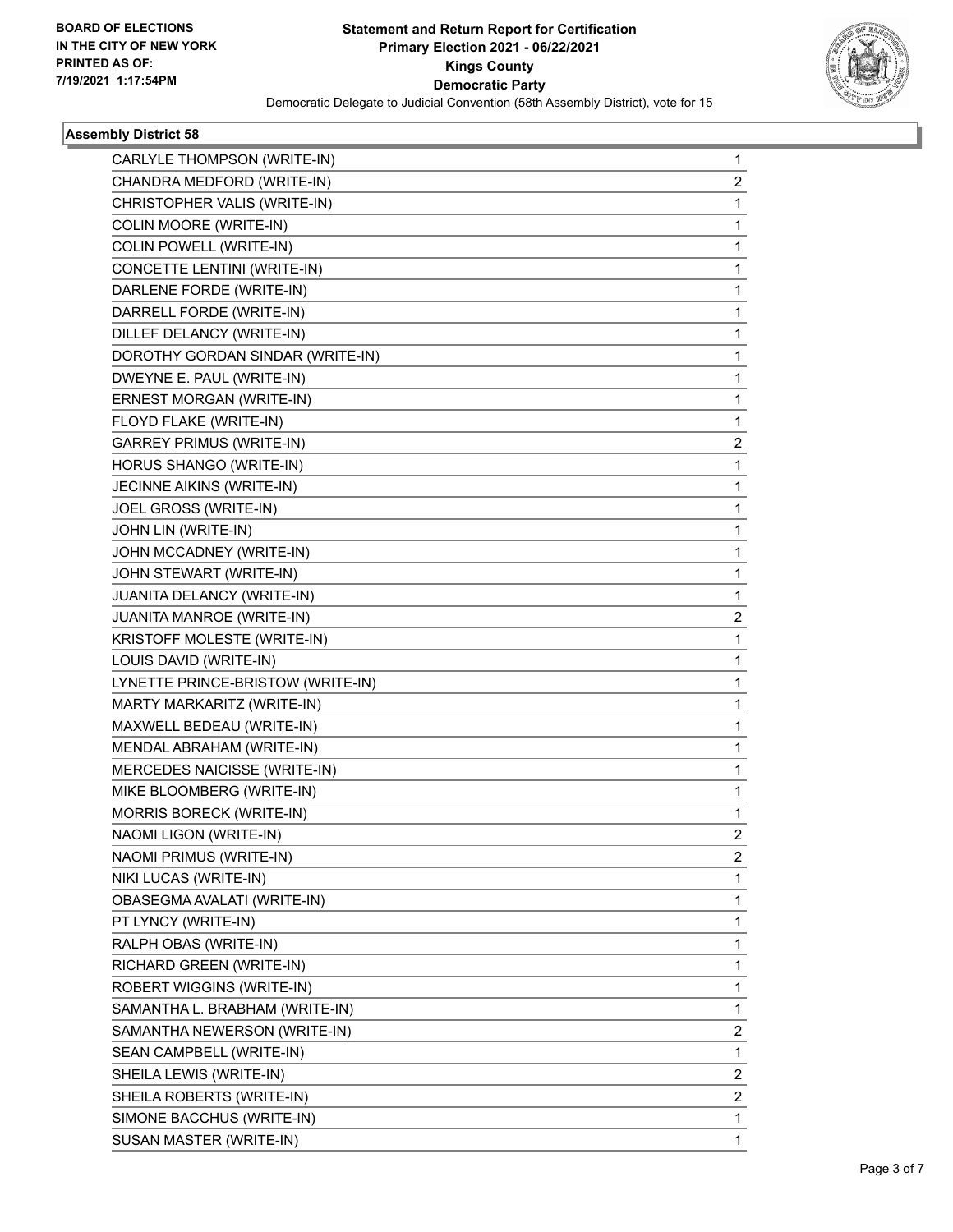BOARD OF ELECTIONS
IN THE CITY OF NEW YORK
PRINTED AS OF:
7/19/2021 1:17:54PM

**Statement and Return Report for Certification**
**Primary Election 2021 - 06/22/2021**
**Kings County**
**Democratic Party**
Democratic Delegate to Judicial Convention (58th Assembly District), vote for 15

### Assembly District 58

| | |
|---|---|
| CARLYLE THOMPSON (WRITE-IN) | 1 |
| CHANDRA MEDFORD (WRITE-IN) | 2 |
| CHRISTOPHER VALIS (WRITE-IN) | 1 |
| COLIN MOORE (WRITE-IN) | 1 |
| COLIN POWELL (WRITE-IN) | 1 |
| CONCETTE LENTINI (WRITE-IN) | 1 |
| DARLENE FORDE (WRITE-IN) | 1 |
| DARRELL FORDE (WRITE-IN) | 1 |
| DILLEF DELANCY (WRITE-IN) | 1 |
| DOROTHY GORDAN SINDAR (WRITE-IN) | 1 |
| DWEYNE E. PAUL (WRITE-IN) | 1 |
| ERNEST MORGAN (WRITE-IN) | 1 |
| FLOYD FLAKE (WRITE-IN) | 1 |
| GARREY PRIMUS (WRITE-IN) | 2 |
| HORUS SHANGO (WRITE-IN) | 1 |
| JECINNE AIKINS (WRITE-IN) | 1 |
| JOEL GROSS (WRITE-IN) | 1 |
| JOHN LIN (WRITE-IN) | 1 |
| JOHN MCCADNEY (WRITE-IN) | 1 |
| JOHN STEWART (WRITE-IN) | 1 |
| JUANITA DELANCY (WRITE-IN) | 1 |
| JUANITA MANROE (WRITE-IN) | 2 |
| KRISTOFF MOLESTE (WRITE-IN) | 1 |
| LOUIS DAVID (WRITE-IN) | 1 |
| LYNETTE PRINCE-BRISTOW (WRITE-IN) | 1 |
| MARTY MARKARITZ (WRITE-IN) | 1 |
| MAXWELL BEDEAU (WRITE-IN) | 1 |
| MENDAL ABRAHAM (WRITE-IN) | 1 |
| MERCEDES NAICISSE (WRITE-IN) | 1 |
| MIKE BLOOMBERG (WRITE-IN) | 1 |
| MORRIS BORECK (WRITE-IN) | 1 |
| NAOMI LIGON (WRITE-IN) | 2 |
| NAOMI PRIMUS (WRITE-IN) | 2 |
| NIKI LUCAS (WRITE-IN) | 1 |
| OBASEGMA AVALATI (WRITE-IN) | 1 |
| PT LYNCY (WRITE-IN) | 1 |
| RALPH OBAS (WRITE-IN) | 1 |
| RICHARD GREEN (WRITE-IN) | 1 |
| ROBERT WIGGINS (WRITE-IN) | 1 |
| SAMANTHA L. BRABHAM (WRITE-IN) | 1 |
| SAMANTHA NEWERSON (WRITE-IN) | 2 |
| SEAN CAMPBELL (WRITE-IN) | 1 |
| SHEILA LEWIS (WRITE-IN) | 2 |
| SHEILA ROBERTS (WRITE-IN) | 2 |
| SIMONE BACCHUS (WRITE-IN) | 1 |
| SUSAN MASTER (WRITE-IN) | 1 |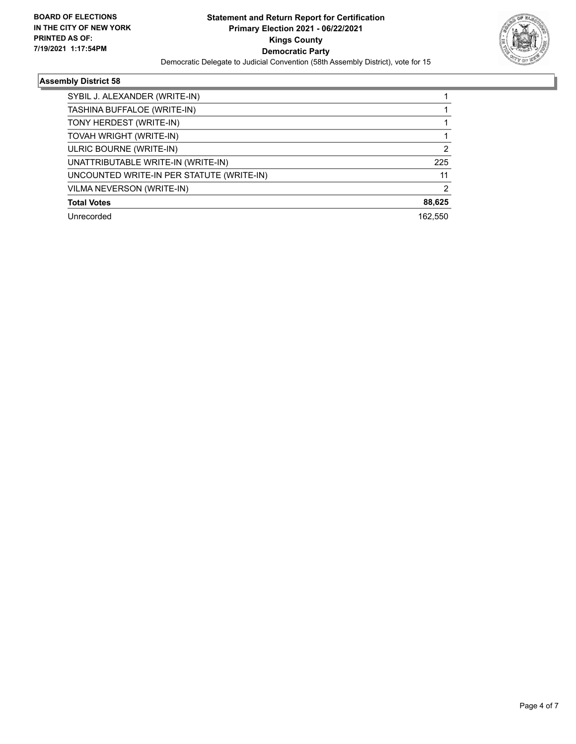**BOARD OF ELECTIONS IN THE CITY OF NEW YORK PRINTED AS OF: 7/19/2021 1:17:54PM**

**Statement and Return Report for Certification**
**Primary Election 2021 - 06/22/2021**
**Kings County**
**Democratic Party**
Democratic Delegate to Judicial Convention (58th Assembly District), vote for 15

### Assembly District 58

| | |
|---|---|
| SYBIL J. ALEXANDER (WRITE-IN) | 1 |
| TASHINA BUFFALOE (WRITE-IN) | 1 |
| TONY HERDEST (WRITE-IN) | 1 |
| TOVAH WRIGHT (WRITE-IN) | 1 |
| ULRIC BOURNE (WRITE-IN) | 2 |
| UNATTRIBUTABLE WRITE-IN (WRITE-IN) | 225 |
| UNCOUNTED WRITE-IN PER STATUTE (WRITE-IN) | 11 |
| VILMA NEVERSON (WRITE-IN) | 2 |
| **Total Votes** | **88,625** |
| Unrecorded | 162,550 |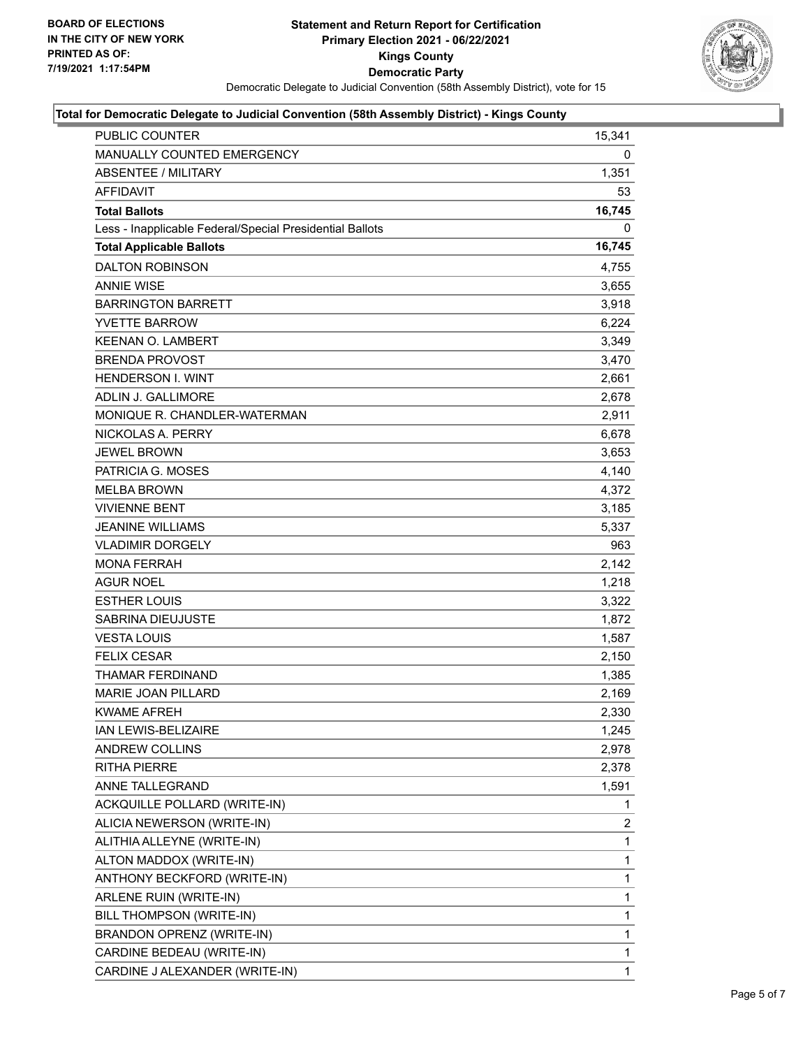BOARD OF ELECTIONS
IN THE CITY OF NEW YORK
PRINTED AS OF:
7/19/2021 1:17:54PM

**Statement and Return Report for Certification**
**Primary Election 2021 - 06/22/2021**
**Kings County**
**Democratic Party**
Democratic Delegate to Judicial Convention (58th Assembly District), vote for 15

### Total for Democratic Delegate to Judicial Convention (58th Assembly District) - Kings County

| | |
|---|---|
| PUBLIC COUNTER | 15,341 |
| MANUALLY COUNTED EMERGENCY | 0 |
| ABSENTEE / MILITARY | 1,351 |
| AFFIDAVIT | 53 |
| **Total Ballots** | **16,745** |
| Less - Inapplicable Federal/Special Presidential Ballots | 0 |
| **Total Applicable Ballots** | **16,745** |
| DALTON ROBINSON | 4,755 |
| ANNIE WISE | 3,655 |
| BARRINGTON BARRETT | 3,918 |
| YVETTE BARROW | 6,224 |
| KEENAN O. LAMBERT | 3,349 |
| BRENDA PROVOST | 3,470 |
| HENDERSON I. WINT | 2,661 |
| ADLIN J. GALLIMORE | 2,678 |
| MONIQUE R. CHANDLER-WATERMAN | 2,911 |
| NICKOLAS A. PERRY | 6,678 |
| JEWEL BROWN | 3,653 |
| PATRICIA G. MOSES | 4,140 |
| MELBA BROWN | 4,372 |
| VIVIENNE BENT | 3,185 |
| JEANINE WILLIAMS | 5,337 |
| VLADIMIR DORGELY | 963 |
| MONA FERRAH | 2,142 |
| AGUR NOEL | 1,218 |
| ESTHER LOUIS | 3,322 |
| SABRINA DIEUJUSTE | 1,872 |
| VESTA LOUIS | 1,587 |
| FELIX CESAR | 2,150 |
| THAMAR FERDINAND | 1,385 |
| MARIE JOAN PILLARD | 2,169 |
| KWAME AFREH | 2,330 |
| IAN LEWIS-BELIZAIRE | 1,245 |
| ANDREW COLLINS | 2,978 |
| RITHA PIERRE | 2,378 |
| ANNE TALLEGRAND | 1,591 |
| ACKQUILLE POLLARD (WRITE-IN) | 1 |
| ALICIA NEWERSON (WRITE-IN) | 2 |
| ALITHIA ALLEYNE (WRITE-IN) | 1 |
| ALTON MADDOX (WRITE-IN) | 1 |
| ANTHONY BECKFORD (WRITE-IN) | 1 |
| ARLENE RUIN (WRITE-IN) | 1 |
| BILL THOMPSON (WRITE-IN) | 1 |
| BRANDON OPRENZ (WRITE-IN) | 1 |
| CARDINE BEDEAU (WRITE-IN) | 1 |
| CARDINE J ALEXANDER (WRITE-IN) | 1 |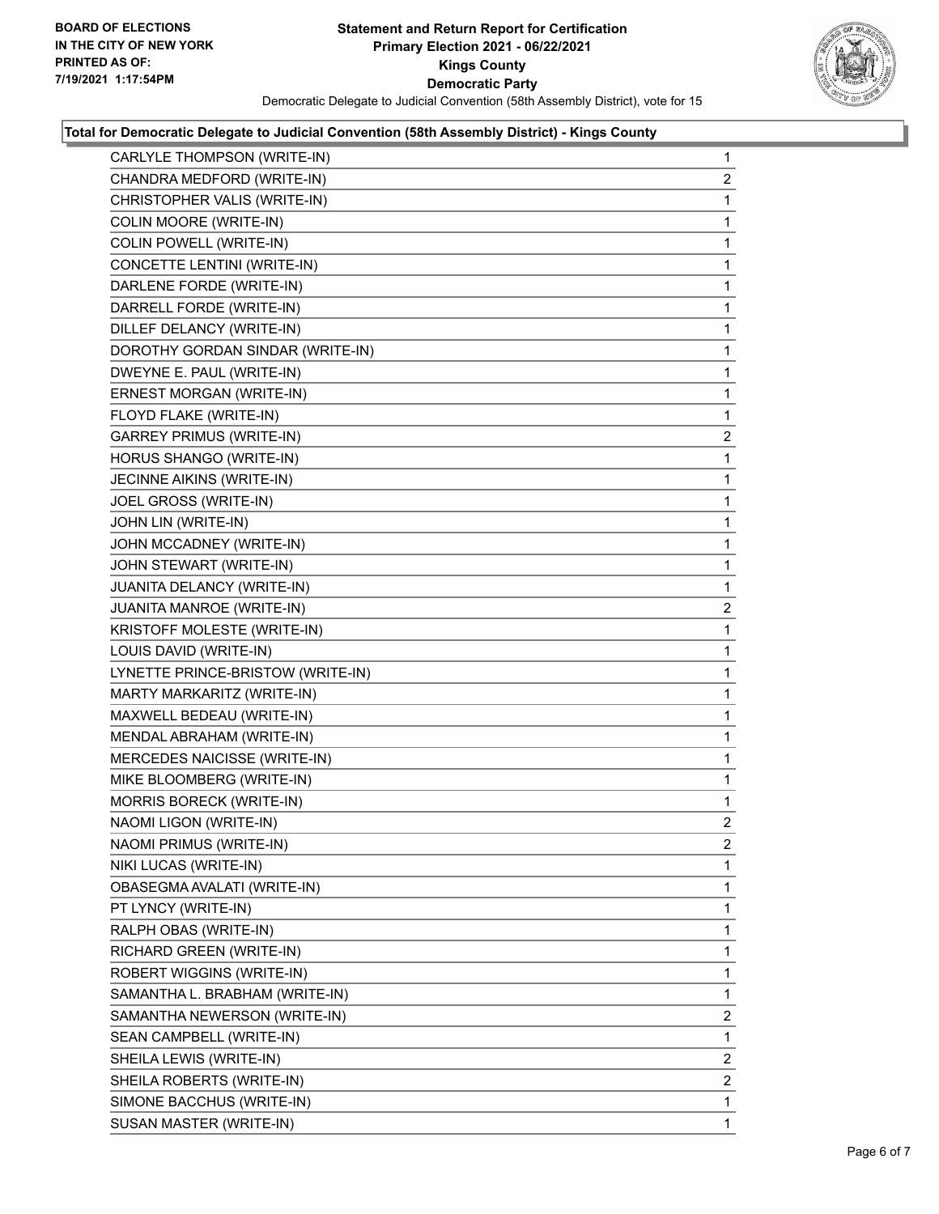**Statement and Return Report for Certification**
**Primary Election 2021 - 06/22/2021**
**Kings County**
**Democratic Party**
Democratic Delegate to Judicial Convention (58th Assembly District), vote for 15

BOARD OF ELECTIONS
IN THE CITY OF NEW YORK
PRINTED AS OF:
7/19/2021 1:17:54PM

**Total for Democratic Delegate to Judicial Convention (58th Assembly District) - Kings County**

| | |
|---|---|
| CARLYLE THOMPSON (WRITE-IN) | 1 |
| CHANDRA MEDFORD (WRITE-IN) | 2 |
| CHRISTOPHER VALIS (WRITE-IN) | 1 |
| COLIN MOORE (WRITE-IN) | 1 |
| COLIN POWELL (WRITE-IN) | 1 |
| CONCETTE LENTINI (WRITE-IN) | 1 |
| DARLENE FORDE (WRITE-IN) | 1 |
| DARRELL FORDE (WRITE-IN) | 1 |
| DILLEF DELANCY (WRITE-IN) | 1 |
| DOROTHY GORDAN SINDAR (WRITE-IN) | 1 |
| DWEYNE E. PAUL (WRITE-IN) | 1 |
| ERNEST MORGAN (WRITE-IN) | 1 |
| FLOYD FLAKE (WRITE-IN) | 1 |
| GARREY PRIMUS (WRITE-IN) | 2 |
| HORUS SHANGO (WRITE-IN) | 1 |
| JECINNE AIKINS (WRITE-IN) | 1 |
| JOEL GROSS (WRITE-IN) | 1 |
| JOHN LIN (WRITE-IN) | 1 |
| JOHN MCCADNEY (WRITE-IN) | 1 |
| JOHN STEWART (WRITE-IN) | 1 |
| JUANITA DELANCY (WRITE-IN) | 1 |
| JUANITA MANROE (WRITE-IN) | 2 |
| KRISTOFF MOLESTE (WRITE-IN) | 1 |
| LOUIS DAVID (WRITE-IN) | 1 |
| LYNETTE PRINCE-BRISTOW (WRITE-IN) | 1 |
| MARTY MARKARITZ (WRITE-IN) | 1 |
| MAXWELL BEDEAU (WRITE-IN) | 1 |
| MENDAL ABRAHAM (WRITE-IN) | 1 |
| MERCEDES NAICISSE (WRITE-IN) | 1 |
| MIKE BLOOMBERG (WRITE-IN) | 1 |
| MORRIS BORECK (WRITE-IN) | 1 |
| NAOMI LIGON (WRITE-IN) | 2 |
| NAOMI PRIMUS (WRITE-IN) | 2 |
| NIKI LUCAS (WRITE-IN) | 1 |
| OBASEGMA AVALATI (WRITE-IN) | 1 |
| PT LYNCY (WRITE-IN) | 1 |
| RALPH OBAS (WRITE-IN) | 1 |
| RICHARD GREEN (WRITE-IN) | 1 |
| ROBERT WIGGINS (WRITE-IN) | 1 |
| SAMANTHA L. BRABHAM (WRITE-IN) | 1 |
| SAMANTHA NEWERSON (WRITE-IN) | 2 |
| SEAN CAMPBELL (WRITE-IN) | 1 |
| SHEILA LEWIS (WRITE-IN) | 2 |
| SHEILA ROBERTS (WRITE-IN) | 2 |
| SIMONE BACCHUS (WRITE-IN) | 1 |
| SUSAN MASTER (WRITE-IN) | 1 |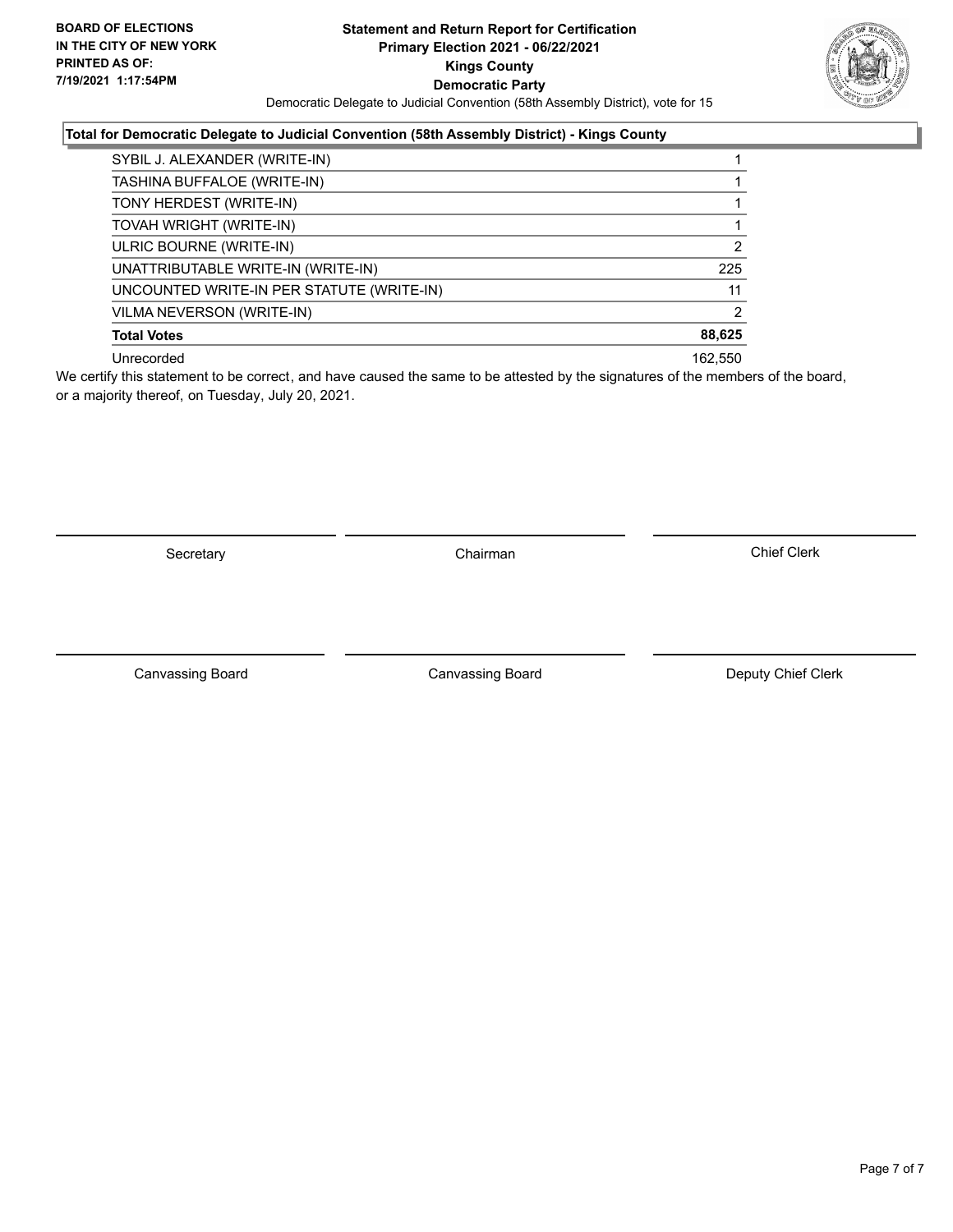**BOARD OF ELECTIONS IN THE CITY OF NEW YORK PRINTED AS OF: 7/19/2021 1:17:54PM**

**Statement and Return Report for Certification Primary Election 2021 - 06/22/2021 Kings County Democratic Party**

Democratic Delegate to Judicial Convention (58th Assembly District), vote for 15

**Total for Democratic Delegate to Judicial Convention (58th Assembly District) - Kings County**

| | |
|---|---|
| SYBIL J. ALEXANDER (WRITE-IN) | 1 |
| TASHINA BUFFALOE (WRITE-IN) | 1 |
| TONY HERDEST (WRITE-IN) | 1 |
| TOVAH WRIGHT (WRITE-IN) | 1 |
| ULRIC BOURNE (WRITE-IN) | 2 |
| UNATTRIBUTABLE WRITE-IN (WRITE-IN) | 225 |
| UNCOUNTED WRITE-IN PER STATUTE (WRITE-IN) | 11 |
| VILMA NEVERSON (WRITE-IN) | 2 |
| **Total Votes** | **88,625** |
| Unrecorded | 162,550 |

We certify this statement to be correct, and have caused the same to be attested by the signatures of the members of the board, or a majority thereof, on Tuesday, July 20, 2021.

Secretary | Chairman | Chief Clerk

Canvassing Board | Canvassing Board | Deputy Chief Clerk